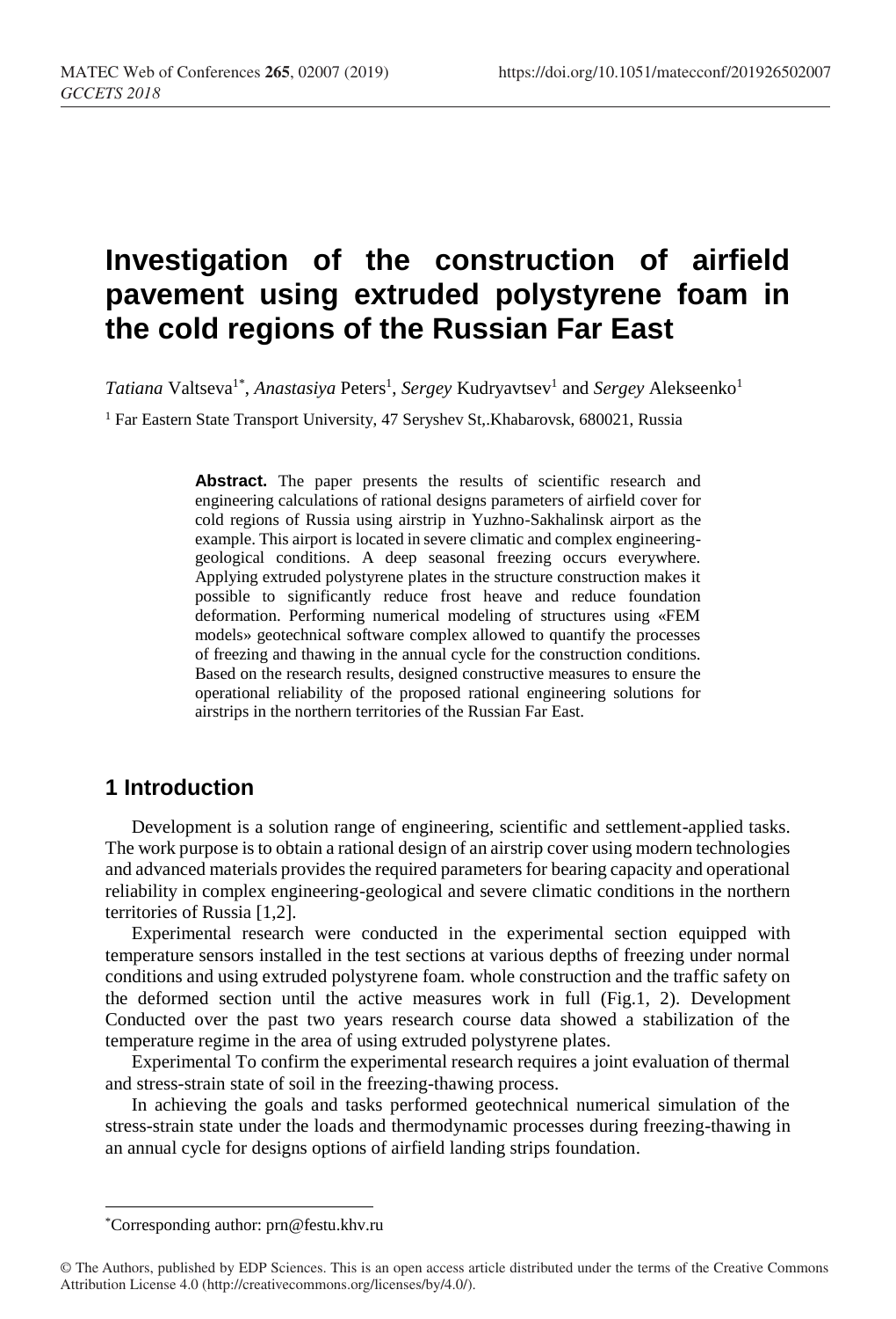# Investigation of the construction of airfield pavement using extruded polystyrene foam in the cold regions of the Russian Far East

*Tatiana* Valtseva[1*], *Anastasiya* Peters[1], *Sergey* Kudryavtsev[1] and *Sergey* Alekseenko[1]

[1] Far Eastern State Transport University, 47 Seryshev St,.Khabarovsk, 680021, Russia

**Abstract.** The paper presents the results of scientific research and engineering calculations of rational designs parameters of airfield cover for cold regions of Russia using airstrip in Yuzhno-Sakhalinsk airport as the example. This airport is located in severe climatic and complex engineering-geological conditions. A deep seasonal freezing occurs everywhere. Applying extruded polystyrene plates in the structure construction makes it possible to significantly reduce frost heave and reduce foundation deformation. Performing numerical modeling of structures using «FEM models» geotechnical software complex allowed to quantify the processes of freezing and thawing in the annual cycle for the construction conditions. Based on the research results, designed constructive measures to ensure the operational reliability of the proposed rational engineering solutions for airstrips in the northern territories of the Russian Far East.

## 1 Introduction

Development is a solution range of engineering, scientific and settlement-applied tasks. The work purpose is to obtain a rational design of an airstrip cover using modern technologies and advanced materials provides the required parameters for bearing capacity and operational reliability in complex engineering-geological and severe climatic conditions in the northern territories of Russia [1,2].

Experimental research were conducted in the experimental section equipped with temperature sensors installed in the test sections at various depths of freezing under normal conditions and using extruded polystyrene foam. whole construction and the traffic safety on the deformed section until the active measures work in full (Fig.1, 2). Development Conducted over the past two years research course data showed a stabilization of the temperature regime in the area of using extruded polystyrene plates.

Experimental To confirm the experimental research requires a joint evaluation of thermal and stress-strain state of soil in the freezing-thawing process.

In achieving the goals and tasks performed geotechnical numerical simulation of the stress-strain state under the loads and thermodynamic processes during freezing-thawing in an annual cycle for designs options of airfield landing strips foundation.

[*] Corresponding author: prn@festu.khv.ru

© The Authors, published by EDP Sciences. This is an open access article distributed under the terms of the Creative Commons Attribution License 4.0 (http://creativecommons.org/licenses/by/4.0/).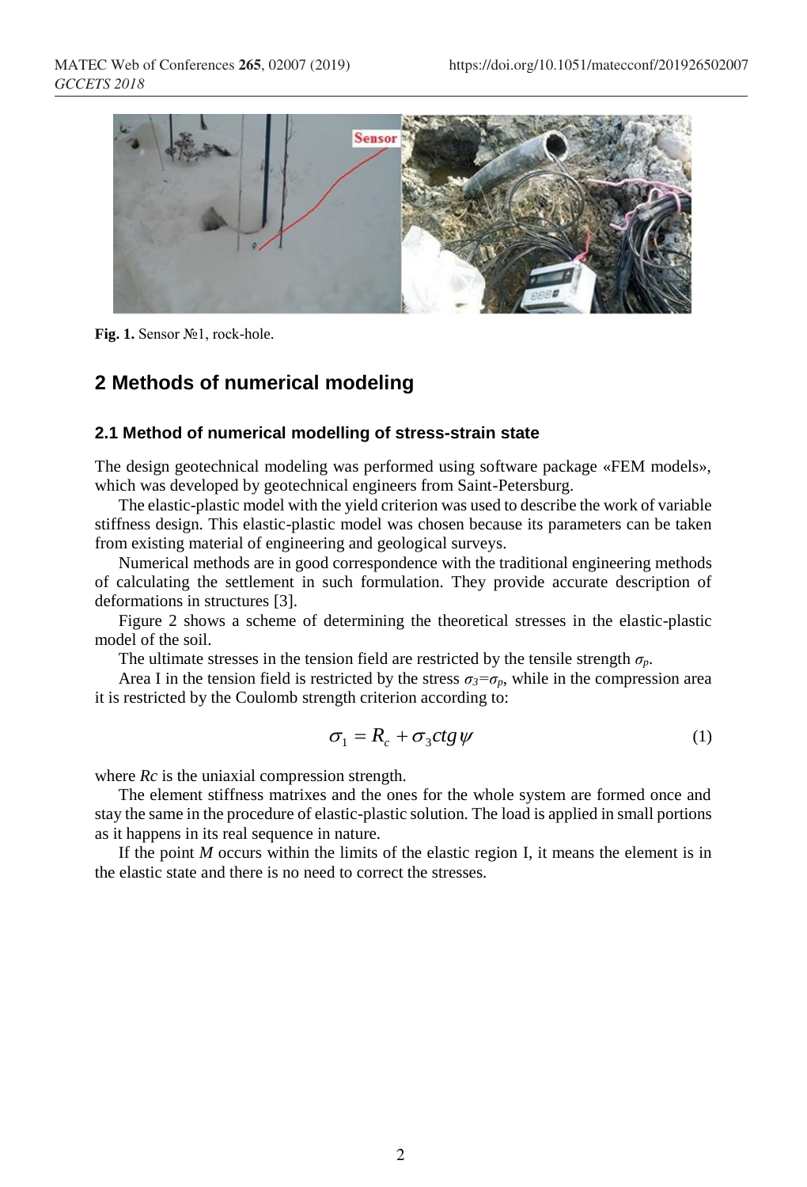**Fig. 1.** Sensor №1, rock-hole.

## 2 Methods of numerical modeling

### 2.1 Method of numerical modelling of stress-strain state

The design geotechnical modeling was performed using software package «FEM models», which was developed by geotechnical engineers from Saint-Petersburg.

The elastic-plastic model with the yield criterion was used to describe the work of variable stiffness design. This elastic-plastic model was chosen because its parameters can be taken from existing material of engineering and geological surveys.

Numerical methods are in good correspondence with the traditional engineering methods of calculating the settlement in such formulation. They provide accurate description of deformations in structures [3].

Figure 2 shows a scheme of determining the theoretical stresses in the elastic-plastic model of the soil.

The ultimate stresses in the tension field are restricted by the tensile strength $\sigma_p$.

Area I in the tension field is restricted by the stress $\sigma_3=\sigma_p$, while in the compression area it is restricted by the Coulomb strength criterion according to:

$$\sigma_1 = R_c + \sigma_3 ctg\psi \tag{1}$$

where *Rc* is the uniaxial compression strength.

The element stiffness matrixes and the ones for the whole system are formed once and stay the same in the procedure of elastic-plastic solution. The load is applied in small portions as it happens in its real sequence in nature.

If the point *M* occurs within the limits of the elastic region I, it means the element is in the elastic state and there is no need to correct the stresses.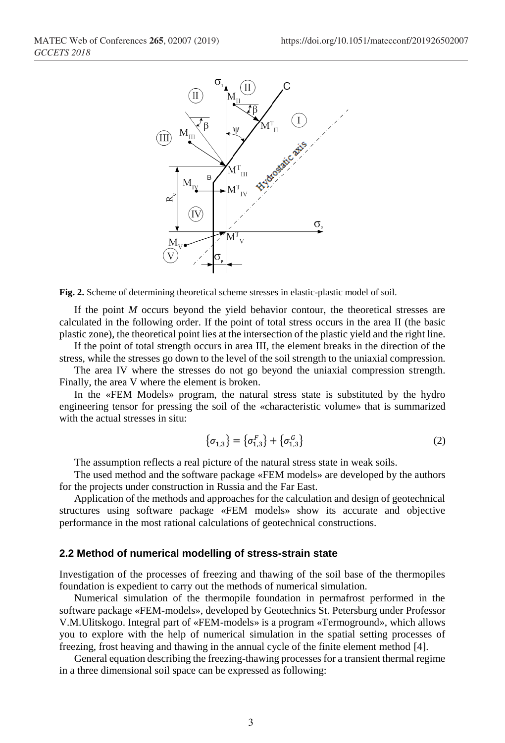**Fig. 2.** Scheme of determining theoretical scheme stresses in elastic-plastic model of soil.

If the point *M* occurs beyond the yield behavior contour, the theoretical stresses are calculated in the following order. If the point of total stress occurs in the area II (the basic plastic zone), the theoretical point lies at the intersection of the plastic yield and the right line.

If the point of total strength occurs in area III, the element breaks in the direction of the stress, while the stresses go down to the level of the soil strength to the uniaxial compression.

The area IV where the stresses do not go beyond the uniaxial compression strength. Finally, the area V where the element is broken.

In the «FEM Models» program, the natural stress state is substituted by the hydro engineering tensor for pressing the soil of the «characteristic volume» that is summarized with the actual stresses in situ:

$$\{\sigma_{1,3}\} = \{\sigma_{1,3}^F\} + \{\sigma_{1,3}^G\} \tag{2}$$

The assumption reflects a real picture of the natural stress state in weak soils.

The used method and the software package «FEM models» are developed by the authors for the projects under construction in Russia and the Far East.

Application of the methods and approaches for the calculation and design of geotechnical structures using software package «FEM models» show its accurate and objective performance in the most rational calculations of geotechnical constructions.

### 2.2 Method of numerical modelling of stress-strain state

Investigation of the processes of freezing and thawing of the soil base of the thermopiles foundation is expedient to carry out the methods of numerical simulation.

Numerical simulation of the thermopile foundation in permafrost performed in the software package «FEM-models», developed by Geotechnics St. Petersburg under Professor V.M.Ulitskogo. Integral part of «FEM-models» is a program «Termoground», which allows you to explore with the help of numerical simulation in the spatial setting processes of freezing, frost heaving and thawing in the annual cycle of the finite element method [4].

General equation describing the freezing-thawing processes for a transient thermal regime in a three dimensional soil space can be expressed as following: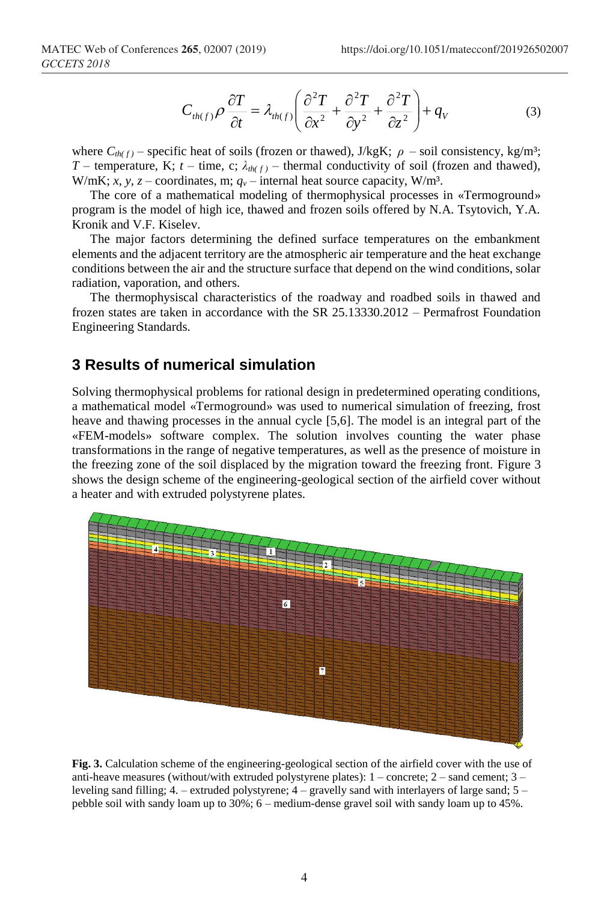$$C_{th(f)}\rho \frac{\partial T}{\partial t} = \lambda_{th(f)}\left(\frac{\partial^2 T}{\partial x^2} + \frac{\partial^2 T}{\partial y^2} + \frac{\partial^2 T}{\partial z^2}\right) + q_V \tag{3}$$

where $C_{th(f)}$ – specific heat of soils (frozen or thawed), J/kgK; $\rho$ – soil consistency, kg/m³; $T$ – temperature, K; $t$ – time, c; $\lambda_{th(f)}$ – thermal conductivity of soil (frozen and thawed), W/mK; $x$, $y$, $z$ – coordinates, m; $q_v$ – internal heat source capacity, W/m³.

The core of a mathematical modeling of thermophysical processes in «Termoground» program is the model of high ice, thawed and frozen soils offered by N.A. Tsytovich, Y.A. Kronik and V.F. Kiselev.

The major factors determining the defined surface temperatures on the embankment elements and the adjacent territory are the atmospheric air temperature and the heat exchange conditions between the air and the structure surface that depend on the wind conditions, solar radiation, vaporation, and others.

The thermophysiscal characteristics of the roadway and roadbed soils in thawed and frozen states are taken in accordance with the SR 25.13330.2012 – Permafrost Foundation Engineering Standards.

## 3 Results of numerical simulation

Solving thermophysical problems for rational design in predetermined operating conditions, a mathematical model «Termoground» was used to numerical simulation of freezing, frost heave and thawing processes in the annual cycle [5,6]. The model is an integral part of the «FEM-models» software complex. The solution involves counting the water phase transformations in the range of negative temperatures, as well as the presence of moisture in the freezing zone of the soil displaced by the migration toward the freezing front. Figure 3 shows the design scheme of the engineering-geological section of the airfield cover without a heater and with extruded polystyrene plates.

**Fig. 3.** Calculation scheme of the engineering-geological section of the airfield cover with the use of anti-heave measures (without/with extruded polystyrene plates): 1 – concrete; 2 – sand cement; 3 – leveling sand filling; 4. – extruded polystyrene; 4 – gravelly sand with interlayers of large sand; 5 – pebble soil with sandy loam up to 30%; 6 – medium-dense gravel soil with sandy loam up to 45%.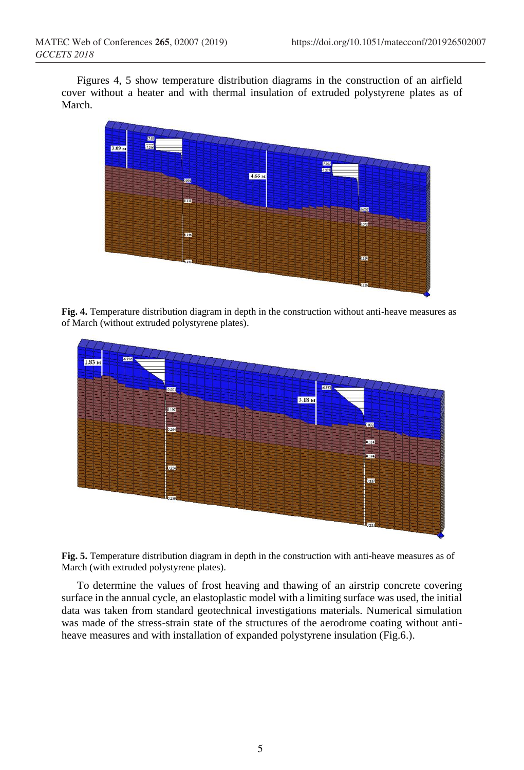Figures 4, 5 show temperature distribution diagrams in the construction of an airfield cover without a heater and with thermal insulation of extruded polystyrene plates as of March.

**Fig. 4.** Temperature distribution diagram in depth in the construction without anti-heave measures as of March (without extruded polystyrene plates).

**Fig. 5.** Temperature distribution diagram in depth in the construction with anti-heave measures as of March (with extruded polystyrene plates).

To determine the values of frost heaving and thawing of an airstrip concrete covering surface in the annual cycle, an elastoplastic model with a limiting surface was used, the initial data was taken from standard geotechnical investigations materials. Numerical simulation was made of the stress-strain state of the structures of the aerodrome coating without anti-heave measures and with installation of expanded polystyrene insulation (Fig.6.).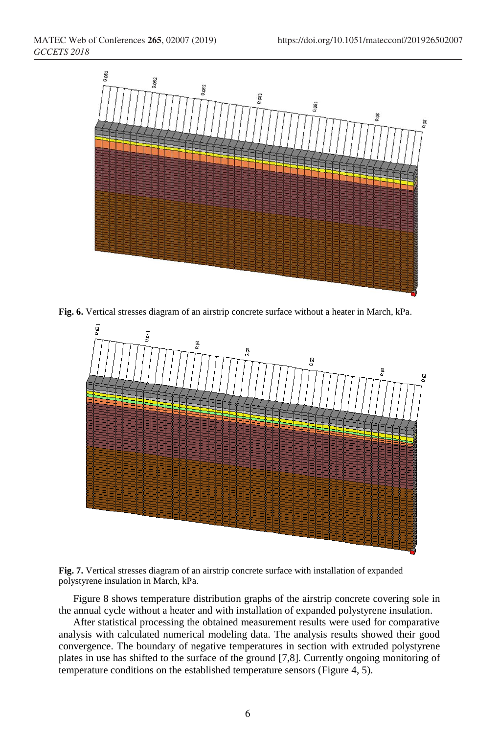**Fig. 6.** Vertical stresses diagram of an airstrip concrete surface without a heater in March, kPa.

**Fig. 7.** Vertical stresses diagram of an airstrip concrete surface with installation of expanded polystyrene insulation in March, kPa.

Figure 8 shows temperature distribution graphs of the airstrip concrete covering sole in the annual cycle without a heater and with installation of expanded polystyrene insulation.

After statistical processing the obtained measurement results were used for comparative analysis with calculated numerical modeling data. The analysis results showed their good convergence. The boundary of negative temperatures in section with extruded polystyrene plates in use has shifted to the surface of the ground [7,8]. Currently ongoing monitoring of temperature conditions on the established temperature sensors (Figure 4, 5).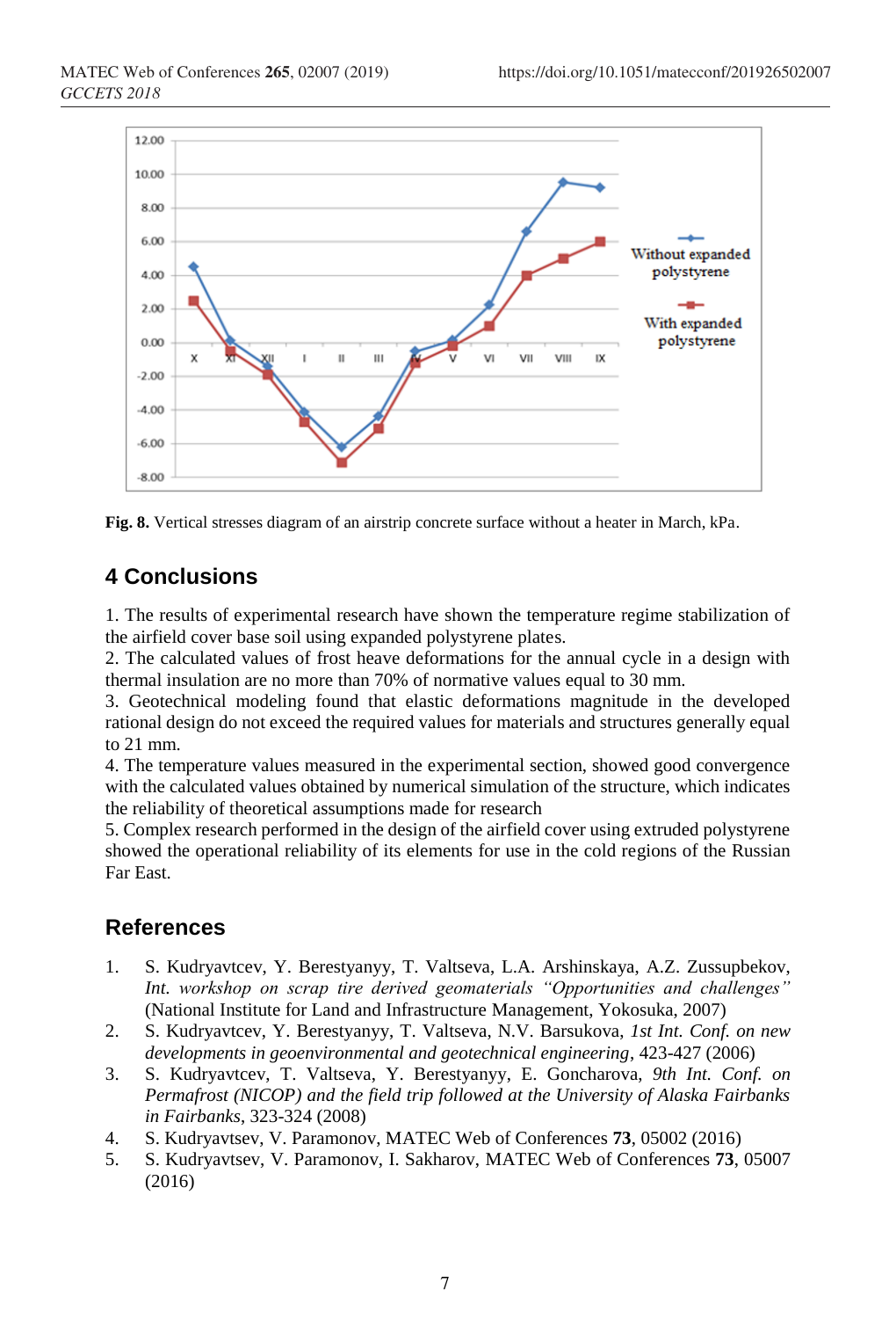12.00
10.00
8.00
6.00
4.00
2.00
0.00
-2.00
-4.00
-6.00
-8.00

X XI XII I II III IV V VI VII VIII IX

Without expanded polystyrene

With expanded polystyrene

**Fig. 8.** Vertical stresses diagram of an airstrip concrete surface without a heater in March, kPa.

## 4 Conclusions

1. The results of experimental research have shown the temperature regime stabilization of the airfield cover base soil using expanded polystyrene plates.
2. The calculated values of frost heave deformations for the annual cycle in a design with thermal insulation are no more than 70% of normative values equal to 30 mm.
3. Geotechnical modeling found that elastic deformations magnitude in the developed rational design do not exceed the required values for materials and structures generally equal to 21 mm.
4. The temperature values measured in the experimental section, showed good convergence with the calculated values obtained by numerical simulation of the structure, which indicates the reliability of theoretical assumptions made for research
5. Complex research performed in the design of the airfield cover using extruded polystyrene showed the operational reliability of its elements for use in the cold regions of the Russian Far East.

## References

1. S. Kudryavtcev, Y. Berestyanyy, T. Valtseva, L.A. Arshinskaya, A.Z. Zussupbekov, *Int. workshop on scrap tire derived geomaterials "Opportunities and challenges"* (National Institute for Land and Infrastructure Management, Yokosuka, 2007)
2. S. Kudryavtcev, Y. Berestyanyy, T. Valtseva, N.V. Barsukova, *1st Int. Conf. on new developments in geoenvironmental and geotechnical engineering*, 423-427 (2006)
3. S. Kudryavtcev, T. Valtseva, Y. Berestyanyy, E. Goncharova, *9th Int. Conf. on Permafrost (NICOP) and the field trip followed at the University of Alaska Fairbanks in Fairbanks*, 323-324 (2008)
4. S. Kudryavtsev, V. Paramonov, MATEC Web of Conferences **73**, 05002 (2016)
5. S. Kudryavtsev, V. Paramonov, I. Sakharov, MATEC Web of Conferences **73**, 05007 (2016)